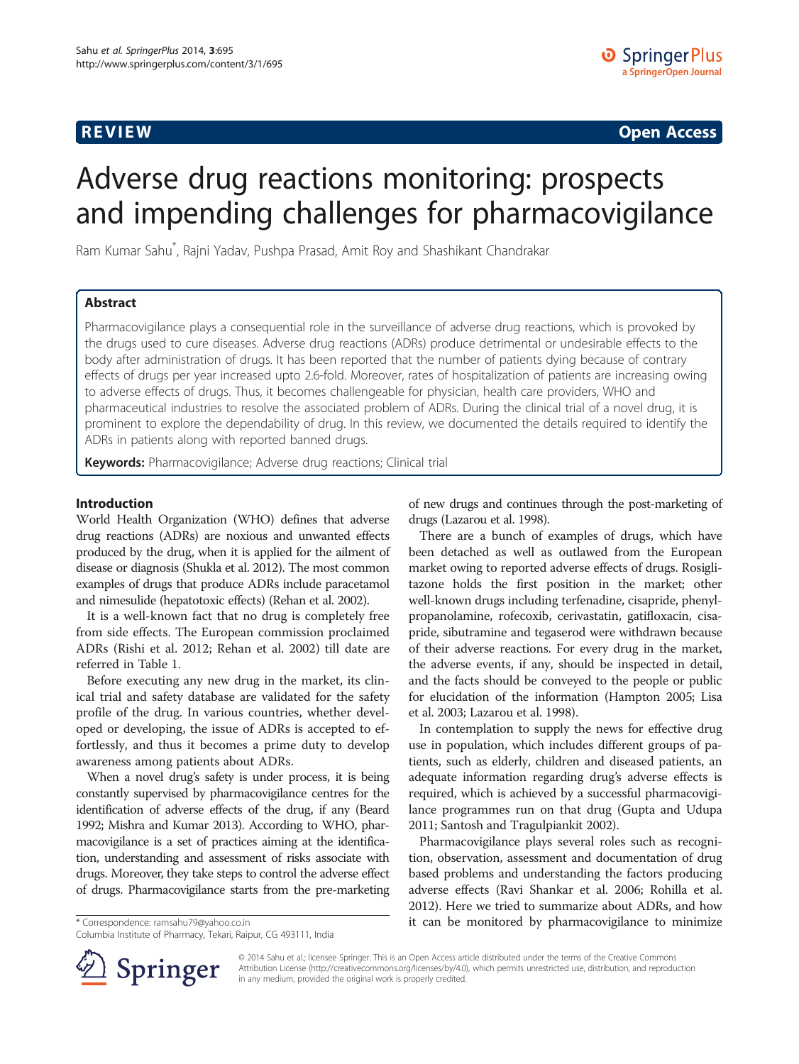**REVIEW** **Open Access**

# Adverse drug reactions monitoring: prospects and impending challenges for pharmacovigilance

Ram Kumar Sahu*, Rajni Yadav, Pushpa Prasad, Amit Roy and Shashikant Chandrakar

## Abstract

Pharmacovigilance plays a consequential role in the surveillance of adverse drug reactions, which is provoked by the drugs used to cure diseases. Adverse drug reactions (ADRs) produce detrimental or undesirable effects to the body after administration of drugs. It has been reported that the number of patients dying because of contrary effects of drugs per year increased upto 2.6-fold. Moreover, rates of hospitalization of patients are increasing owing to adverse effects of drugs. Thus, it becomes challengeable for physician, health care providers, WHO and pharmaceutical industries to resolve the associated problem of ADRs. During the clinical trial of a novel drug, it is prominent to explore the dependability of drug. In this review, we documented the details required to identify the ADRs in patients along with reported banned drugs.

**Keywords:** Pharmacovigilance; Adverse drug reactions; Clinical trial

## Introduction

World Health Organization (WHO) defines that adverse drug reactions (ADRs) are noxious and unwanted effects produced by the drug, when it is applied for the ailment of disease or diagnosis (Shukla et al. 2012). The most common examples of drugs that produce ADRs include paracetamol and nimesulide (hepatotoxic effects) (Rehan et al. 2002).

It is a well-known fact that no drug is completely free from side effects. The European commission proclaimed ADRs (Rishi et al. 2012; Rehan et al. 2002) till date are referred in Table 1.

Before executing any new drug in the market, its clinical trial and safety database are validated for the safety profile of the drug. In various countries, whether developed or developing, the issue of ADRs is accepted to effortlessly, and thus it becomes a prime duty to develop awareness among patients about ADRs.

When a novel drug's safety is under process, it is being constantly supervised by pharmacovigilance centres for the identification of adverse effects of the drug, if any (Beard 1992; Mishra and Kumar 2013). According to WHO, pharmacovigilance is a set of practices aiming at the identification, understanding and assessment of risks associate with drugs. Moreover, they take steps to control the adverse effect of drugs. Pharmacovigilance starts from the pre-marketing of new drugs and continues through the post-marketing of drugs (Lazarou et al. 1998).

There are a bunch of examples of drugs, which have been detached as well as outlawed from the European market owing to reported adverse effects of drugs. Rosiglitazone holds the first position in the market; other well-known drugs including terfenadine, cisapride, phenylpropanolamine, rofecoxib, cerivastatin, gatifloxacin, cisapride, sibutramine and tegaserod were withdrawn because of their adverse reactions. For every drug in the market, the adverse events, if any, should be inspected in detail, and the facts should be conveyed to the people or public for elucidation of the information (Hampton 2005; Lisa et al. 2003; Lazarou et al. 1998).

In contemplation to supply the news for effective drug use in population, which includes different groups of patients, such as elderly, children and diseased patients, an adequate information regarding drug's adverse effects is required, which is achieved by a successful pharmacovigilance programmes run on that drug (Gupta and Udupa 2011; Santosh and Tragulpiankit 2002).

Pharmacovigilance plays several roles such as recognition, observation, assessment and documentation of drug based problems and understanding the factors producing adverse effects (Ravi Shankar et al. 2006; Rohilla et al. 2012). Here we tried to summarize about ADRs, and how it can be monitored by pharmacovigilance to minimize

* Correspondence: ramsahu79@yahoo.co.in
Columbia Institute of Pharmacy, Tekari, Raipur, CG 493111, India

© 2014 Sahu et al.; licensee Springer. This is an Open Access article distributed under the terms of the Creative Commons Attribution License (http://creativecommons.org/licenses/by/4.0), which permits unrestricted use, distribution, and reproduction in any medium, provided the original work is properly credited.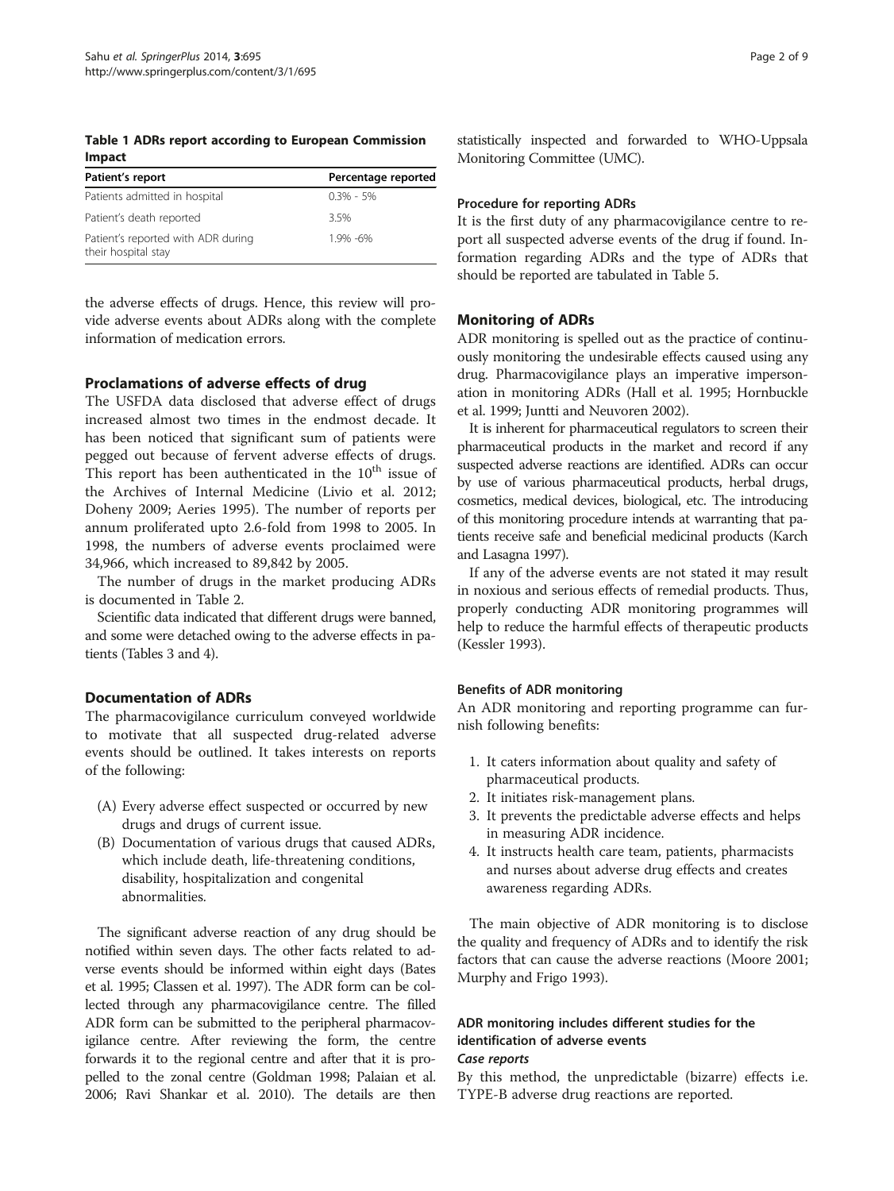**Table 1 ADRs report according to European Commission Impact**

| Patient's report | Percentage reported |
|---|---|
| Patients admitted in hospital | 0.3% - 5% |
| Patient's death reported | 3.5% |
| Patient's reported with ADR during their hospital stay | 1.9% -6% |

the adverse effects of drugs. Hence, this review will provide adverse events about ADRs along with the complete information of medication errors.

## Proclamations of adverse effects of drug

The USFDA data disclosed that adverse effect of drugs increased almost two times in the endmost decade. It has been noticed that significant sum of patients were pegged out because of fervent adverse effects of drugs. This report has been authenticated in the 10th issue of the Archives of Internal Medicine (Livio et al. 2012; Doheny 2009; Aeries 1995). The number of reports per annum proliferated upto 2.6-fold from 1998 to 2005. In 1998, the numbers of adverse events proclaimed were 34,966, which increased to 89,842 by 2005.

The number of drugs in the market producing ADRs is documented in Table 2.

Scientific data indicated that different drugs were banned, and some were detached owing to the adverse effects in patients (Tables 3 and 4).

## Documentation of ADRs

The pharmacovigilance curriculum conveyed worldwide to motivate that all suspected drug-related adverse events should be outlined. It takes interests on reports of the following:

(A) Every adverse effect suspected or occurred by new drugs and drugs of current issue.
(B) Documentation of various drugs that caused ADRs, which include death, life-threatening conditions, disability, hospitalization and congenital abnormalities.

The significant adverse reaction of any drug should be notified within seven days. The other facts related to adverse events should be informed within eight days (Bates et al. 1995; Classen et al. 1997). The ADR form can be collected through any pharmacovigilance centre. The filled ADR form can be submitted to the peripheral pharmacovigilance centre. After reviewing the form, the centre forwards it to the regional centre and after that it is propelled to the zonal centre (Goldman 1998; Palaian et al. 2006; Ravi Shankar et al. 2010). The details are then statistically inspected and forwarded to WHO-Uppsala Monitoring Committee (UMC).

### Procedure for reporting ADRs

It is the first duty of any pharmacovigilance centre to report all suspected adverse events of the drug if found. Information regarding ADRs and the type of ADRs that should be reported are tabulated in Table 5.

## Monitoring of ADRs

ADR monitoring is spelled out as the practice of continuously monitoring the undesirable effects caused using any drug. Pharmacovigilance plays an imperative impersonation in monitoring ADRs (Hall et al. 1995; Hornbuckle et al. 1999; Juntti and Neuvoren 2002).

It is inherent for pharmaceutical regulators to screen their pharmaceutical products in the market and record if any suspected adverse reactions are identified. ADRs can occur by use of various pharmaceutical products, herbal drugs, cosmetics, medical devices, biological, etc. The introducing of this monitoring procedure intends at warranting that patients receive safe and beneficial medicinal products (Karch and Lasagna 1997).

If any of the adverse events are not stated it may result in noxious and serious effects of remedial products. Thus, properly conducting ADR monitoring programmes will help to reduce the harmful effects of therapeutic products (Kessler 1993).

### Benefits of ADR monitoring

An ADR monitoring and reporting programme can furnish following benefits:

1. It caters information about quality and safety of pharmaceutical products.
2. It initiates risk-management plans.
3. It prevents the predictable adverse effects and helps in measuring ADR incidence.
4. It instructs health care team, patients, pharmacists and nurses about adverse drug effects and creates awareness regarding ADRs.

The main objective of ADR monitoring is to disclose the quality and frequency of ADRs and to identify the risk factors that can cause the adverse reactions (Moore 2001; Murphy and Frigo 1993).

### ADR monitoring includes different studies for the identification of adverse events

#### *Case reports*

By this method, the unpredictable (bizarre) effects i.e. TYPE-B adverse drug reactions are reported.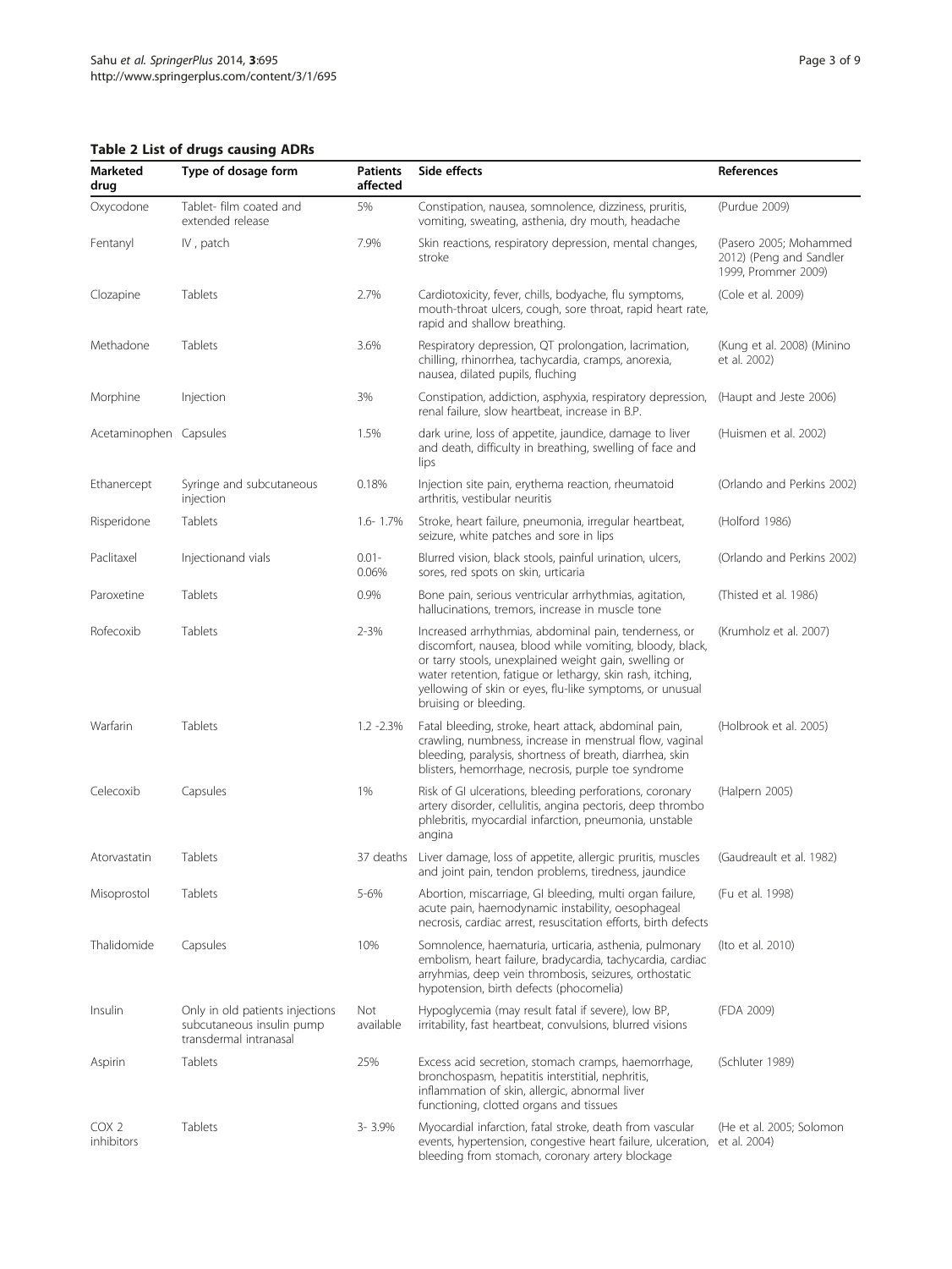**Table 2 List of drugs causing ADRs**

| Marketed drug | Type of dosage form | Patients affected | Side effects | References |
|---|---|---|---|---|
| Oxycodone | Tablet- film coated and extended release | 5% | Constipation, nausea, somnolence, dizziness, pruritis, vomiting, sweating, asthenia, dry mouth, headache | (Purdue 2009) |
| Fentanyl | IV , patch | 7.9% | Skin reactions, respiratory depression, mental changes, stroke | (Pasero 2005; Mohammed 2012) (Peng and Sandler 1999, Prommer 2009) |
| Clozapine | Tablets | 2.7% | Cardiotoxicity, fever, chills, bodyache, flu symptoms, mouth-throat ulcers, cough, sore throat, rapid heart rate, rapid and shallow breathing. | (Cole et al. 2009) |
| Methadone | Tablets | 3.6% | Respiratory depression, QT prolongation, lacrimation, chilling, rhinorrhea, tachycardia, cramps, anorexia, nausea, dilated pupils, fluching | (Kung et al. 2008) (Minino et al. 2002) |
| Morphine | Injection | 3% | Constipation, addiction, asphyxia, respiratory depression, renal failure, slow heartbeat, increase in B.P. | (Haupt and Jeste 2006) |
| Acetaminophen | Capsules | 1.5% | dark urine, loss of appetite, jaundice, damage to liver and death, difficulty in breathing, swelling of face and lips | (Huismen et al. 2002) |
| Ethanercept | Syringe and subcutaneous injection | 0.18% | Injection site pain, erythema reaction, rheumatoid arthritis, vestibular neuritis | (Orlando and Perkins 2002) |
| Risperidone | Tablets | 1.6- 1.7% | Stroke, heart failure, pneumonia, irregular heartbeat, seizure, white patches and sore in lips | (Holford 1986) |
| Paclitaxel | Injectionand vials | 0.01-0.06% | Blurred vision, black stools, painful urination, ulcers, sores, red spots on skin, urticaria | (Orlando and Perkins 2002) |
| Paroxetine | Tablets | 0.9% | Bone pain, serious ventricular arrhythmias, agitation, hallucinations, tremors, increase in muscle tone | (Thisted et al. 1986) |
| Rofecoxib | Tablets | 2-3% | Increased arrhythmias, abdominal pain, tenderness, or discomfort, nausea, blood while vomiting, bloody, black, or tarry stools, unexplained weight gain, swelling or water retention, fatigue or lethargy, skin rash, itching, yellowing of skin or eyes, flu-like symptoms, or unusual bruising or bleeding. | (Krumholz et al. 2007) |
| Warfarin | Tablets | 1.2 -2.3% | Fatal bleeding, stroke, heart attack, abdominal pain, crawling, numbness, increase in menstrual flow, vaginal bleeding, paralysis, shortness of breath, diarrhea, skin blisters, hemorrhage, necrosis, purple toe syndrome | (Holbrook et al. 2005) |
| Celecoxib | Capsules | 1% | Risk of GI ulcerations, bleeding perforations, coronary artery disorder, cellulitis, angina pectoris, deep thrombo phlebritis, myocardial infarction, pneumonia, unstable angina | (Halpern 2005) |
| Atorvastatin | Tablets | 37 deaths | Liver damage, loss of appetite, allergic pruritis, muscles and joint pain, tendon problems, tiredness, jaundice | (Gaudreault et al. 1982) |
| Misoprostol | Tablets | 5-6% | Abortion, miscarriage, GI bleeding, multi organ failure, acute pain, haemodynamic instability, oesophageal necrosis, cardiac arrest, resuscitation efforts, birth defects | (Fu et al. 1998) |
| Thalidomide | Capsules | 10% | Somnolence, haematuria, urticaria, asthenia, pulmonary embolism, heart failure, bradycardia, tachycardia, cardiac arryhmias, deep vein thrombosis, seizures, orthostatic hypotension, birth defects (phocomelia) | (Ito et al. 2010) |
| Insulin | Only in old patients injections subcutaneous insulin pump transdermal intranasal | Not available | Hypoglycemia (may result fatal if severe), low BP, irritability, fast heartbeat, convulsions, blurred visions | (FDA 2009) |
| Aspirin | Tablets | 25% | Excess acid secretion, stomach cramps, haemorrhage, bronchospasm, hepatitis interstitial, nephritis, inflammation of skin, allergic, abnormal liver functioning, clotted organs and tissues | (Schluter 1989) |
| COX 2 inhibitors | Tablets | 3- 3.9% | Myocardial infarction, fatal stroke, death from vascular events, hypertension, congestive heart failure, ulceration, bleeding from stomach, coronary artery blockage | (He et al. 2005; Solomon et al. 2004) |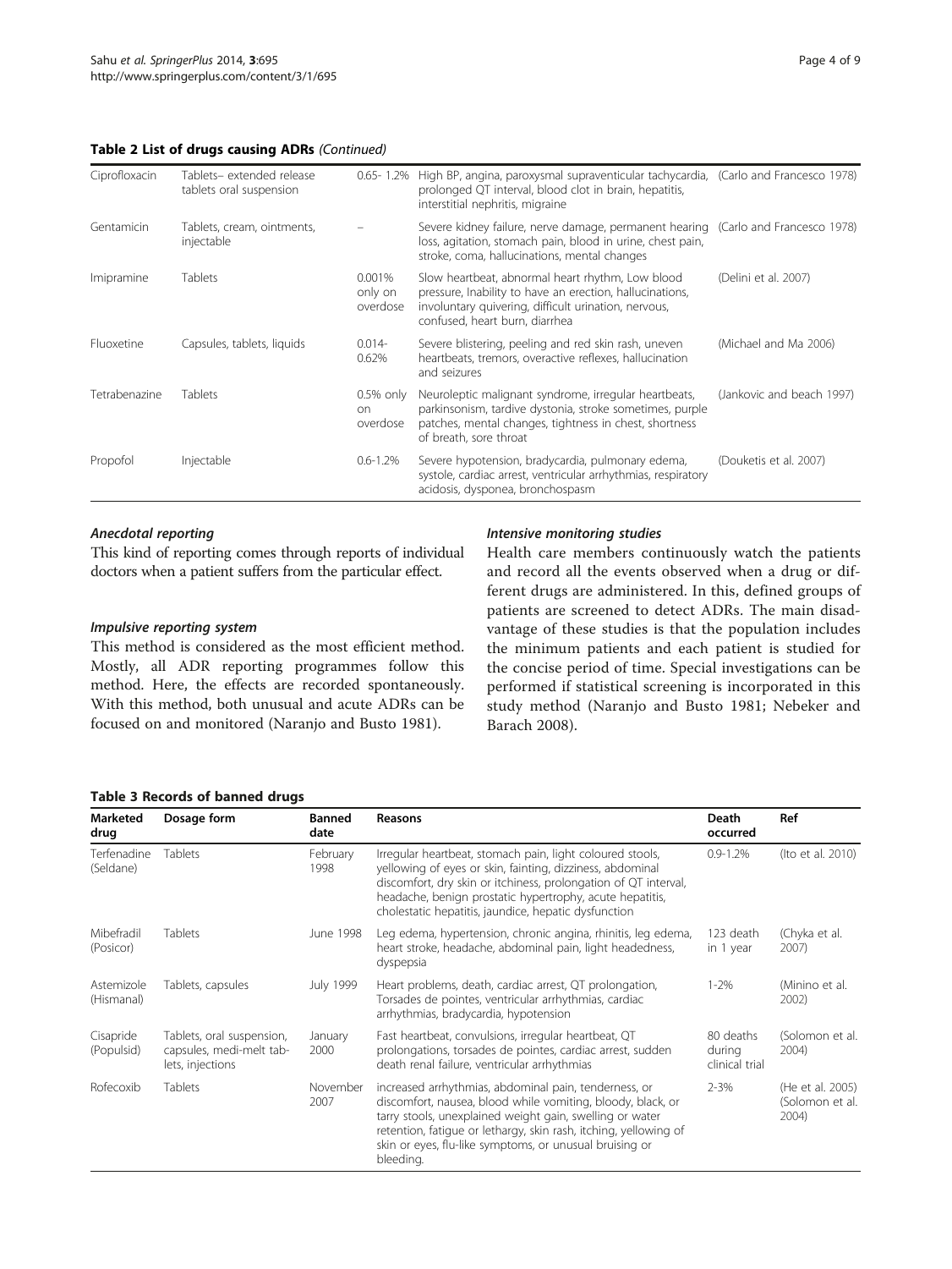**Table 2 List of drugs causing ADRs** *(Continued)*

| | | | | |
|---|---|---|---|---|
| Ciprofloxacin | Tablets– extended release tablets oral suspension | 0.65- 1.2% | High BP, angina, paroxysmal supraventicular tachycardia, prolonged QT interval, blood clot in brain, hepatitis, interstitial nephritis, migraine | (Carlo and Francesco 1978) |
| Gentamicin | Tablets, cream, ointments, injectable | – | Severe kidney failure, nerve damage, permanent hearing loss, agitation, stomach pain, blood in urine, chest pain, stroke, coma, hallucinations, mental changes | (Carlo and Francesco 1978) |
| Imipramine | Tablets | 0.001% only on overdose | Slow heartbeat, abnormal heart rhythm, Low blood pressure, Inability to have an erection, hallucinations, involuntary quivering, difficult urination, nervous, confused, heart burn, diarrhea | (Delini et al. 2007) |
| Fluoxetine | Capsules, tablets, liquids | 0.014-0.62% | Severe blistering, peeling and red skin rash, uneven heartbeats, tremors, overactive reflexes, hallucination and seizures | (Michael and Ma 2006) |
| Tetrabenazine | Tablets | 0.5% only on overdose | Neuroleptic malignant syndrome, irregular heartbeats, parkinsonism, tardive dystonia, stroke sometimes, purple patches, mental changes, tightness in chest, shortness of breath, sore throat | (Jankovic and beach 1997) |
| Propofol | Injectable | 0.6-1.2% | Severe hypotension, bradycardia, pulmonary edema, systole, cardiac arrest, ventricular arrhythmias, respiratory acidosis, dysponea, bronchospasm | (Douketis et al. 2007) |

#### *Anecdotal reporting*

This kind of reporting comes through reports of individual doctors when a patient suffers from the particular effect.

#### *Impulsive reporting system*

This method is considered as the most efficient method. Mostly, all ADR reporting programmes follow this method. Here, the effects are recorded spontaneously. With this method, both unusual and acute ADRs can be focused on and monitored (Naranjo and Busto 1981).

#### *Intensive monitoring studies*

Health care members continuously watch the patients and record all the events observed when a drug or different drugs are administered. In this, defined groups of patients are screened to detect ADRs. The main disadvantage of these studies is that the population includes the minimum patients and each patient is studied for the concise period of time. Special investigations can be performed if statistical screening is incorporated in this study method (Naranjo and Busto 1981; Nebeker and Barach 2008).

**Table 3 Records of banned drugs**

| Marketed drug | Dosage form | Banned date | Reasons | Death occurred | Ref |
|---|---|---|---|---|---|
| Terfenadine (Seldane) | Tablets | February 1998 | Irregular heartbeat, stomach pain, light coloured stools, yellowing of eyes or skin, fainting, dizziness, abdominal discomfort, dry skin or itchiness, prolongation of QT interval, headache, benign prostatic hypertrophy, acute hepatitis, cholestatic hepatitis, jaundice, hepatic dysfunction | 0.9-1.2% | (Ito et al. 2010) |
| Mibefradil (Posicor) | Tablets | June 1998 | Leg edema, hypertension, chronic angina, rhinitis, leg edema, heart stroke, headache, abdominal pain, light headedness, dyspepsia | 123 death in 1 year | (Chyka et al. 2007) |
| Astemizole (Hismanal) | Tablets, capsules | July 1999 | Heart problems, death, cardiac arrest, QT prolongation, Torsades de pointes, ventricular arrhythmias, cardiac arrhythmias, bradycardia, hypotension | 1-2% | (Minino et al. 2002) |
| Cisapride (Populsid) | Tablets, oral suspension, capsules, medi-melt tablets, injections | January 2000 | Fast heartbeat, convulsions, irregular heartbeat, QT prolongations, torsades de pointes, cardiac arrest, sudden death renal failure, ventricular arrhythmias | 80 deaths during clinical trial | (Solomon et al. 2004) |
| Rofecoxib | Tablets | November 2007 | increased arrhythmias, abdominal pain, tenderness, or discomfort, nausea, blood while vomiting, bloody, black, or tarry stools, unexplained weight gain, swelling or water retention, fatigue or lethargy, skin rash, itching, yellowing of skin or eyes, flu-like symptoms, or unusual bruising or bleeding. | 2-3% | (He et al. 2005) (Solomon et al. 2004) |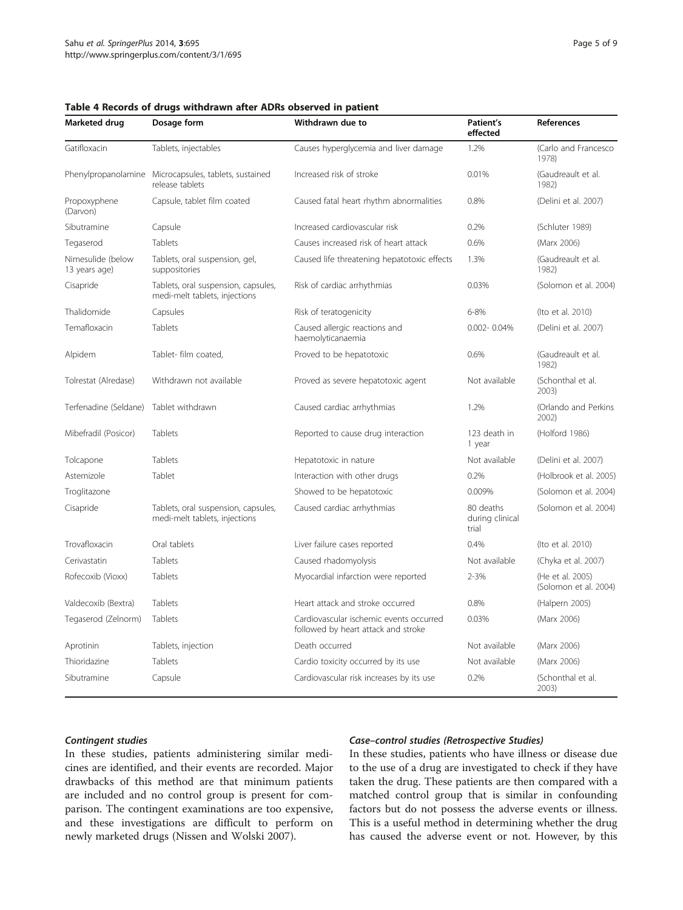**Table 4 Records of drugs withdrawn after ADRs observed in patient**

| Marketed drug | Dosage form | Withdrawn due to | Patient's effected | References |
|---|---|---|---|---|
| Gatifloxacin | Tablets, injectables | Causes hyperglycemia and liver damage | 1.2% | (Carlo and Francesco 1978) |
| Phenylpropanolamine | Microcapsules, tablets, sustained release tablets | Increased risk of stroke | 0.01% | (Gaudreault et al. 1982) |
| Propoxyphene (Darvon) | Capsule, tablet film coated | Caused fatal heart rhythm abnormalities | 0.8% | (Delini et al. 2007) |
| Sibutramine | Capsule | Increased cardiovascular risk | 0.2% | (Schluter 1989) |
| Tegaserod | Tablets | Causes increased risk of heart attack | 0.6% | (Marx 2006) |
| Nimesulide (below 13 years age) | Tablets, oral suspension, gel, suppositories | Caused life threatening hepatotoxic effects | 1.3% | (Gaudreault et al. 1982) |
| Cisapride | Tablets, oral suspension, capsules, medi-melt tablets, injections | Risk of cardiac arrhythmias | 0.03% | (Solomon et al. 2004) |
| Thalidomide | Capsules | Risk of teratogenicity | 6-8% | (Ito et al. 2010) |
| Temafloxacin | Tablets | Caused allergic reactions and haemolyticanaemia | 0.002- 0.04% | (Delini et al. 2007) |
| Alpidem | Tablet- film coated, | Proved to be hepatotoxic | 0.6% | (Gaudreault et al. 1982) |
| Tolrestat (Alredase) | Withdrawn not available | Proved as severe hepatotoxic agent | Not available | (Schonthal et al. 2003) |
| Terfenadine (Seldane) | Tablet withdrawn | Caused cardiac arrhythmias | 1.2% | (Orlando and Perkins 2002) |
| Mibefradil (Posicor) | Tablets | Reported to cause drug interaction | 123 death in 1 year | (Holford 1986) |
| Tolcapone | Tablets | Hepatotoxic in nature | Not available | (Delini et al. 2007) |
| Astemizole | Tablet | Interaction with other drugs | 0.2% | (Holbrook et al. 2005) |
| Troglitazone | | Showed to be hepatotoxic | 0.009% | (Solomon et al. 2004) |
| Cisapride | Tablets, oral suspension, capsules, medi-melt tablets, injections | Caused cardiac arrhythmias | 80 deaths during clinical trial | (Solomon et al. 2004) |
| Trovafloxacin | Oral tablets | Liver failure cases reported | 0.4% | (Ito et al. 2010) |
| Cerivastatin | Tablets | Caused rhadomyolysis | Not available | (Chyka et al. 2007) |
| Rofecoxib (Vioxx) | Tablets | Myocardial infarction were reported | 2-3% | (He et al. 2005) (Solomon et al. 2004) |
| Valdecoxib (Bextra) | Tablets | Heart attack and stroke occurred | 0.8% | (Halpern 2005) |
| Tegaserod (Zelnorm) | Tablets | Cardiovascular ischemic events occurred followed by heart attack and stroke | 0.03% | (Marx 2006) |
| Aprotinin | Tablets, injection | Death occurred | Not available | (Marx 2006) |
| Thioridazine | Tablets | Cardio toxicity occurred by its use | Not available | (Marx 2006) |
| Sibutramine | Capsule | Cardiovascular risk increases by its use | 0.2% | (Schonthal et al. 2003) |

#### *Contingent studies*

In these studies, patients administering similar medicines are identified, and their events are recorded. Major drawbacks of this method are that minimum patients are included and no control group is present for comparison. The contingent examinations are too expensive, and these investigations are difficult to perform on newly marketed drugs (Nissen and Wolski 2007).

#### *Case–control studies (Retrospective Studies)*

In these studies, patients who have illness or disease due to the use of a drug are investigated to check if they have taken the drug. These patients are then compared with a matched control group that is similar in confounding factors but do not possess the adverse events or illness. This is a useful method in determining whether the drug has caused the adverse event or not. However, by this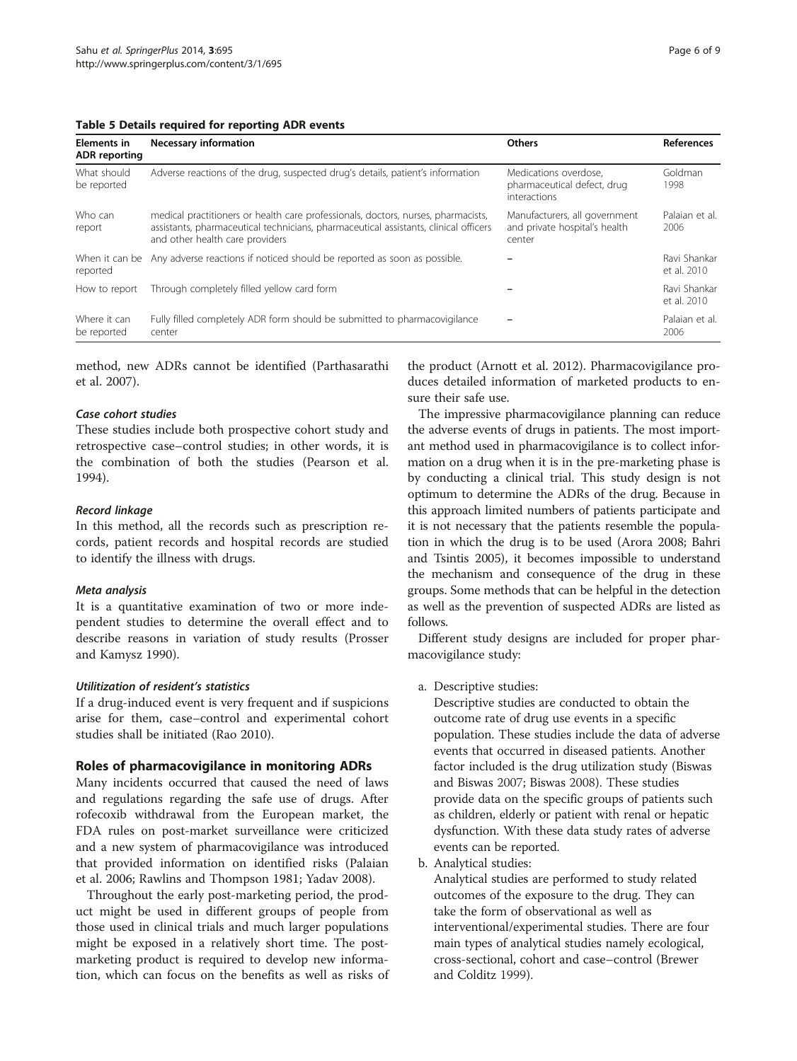**Table 5 Details required for reporting ADR events**

| Elements in ADR reporting | Necessary information | Others | References |
|---|---|---|---|
| What should be reported | Adverse reactions of the drug, suspected drug's details, patient's information | Medications overdose, pharmaceutical defect, drug interactions | Goldman 1998 |
| Who can report | medical practitioners or health care professionals, doctors, nurses, pharmacists, assistants, pharmaceutical technicians, pharmaceutical assistants, clinical officers and other health care providers | Manufacturers, all government and private hospital's health center | Palaian et al. 2006 |
| When it can be reported | Any adverse reactions if noticed should be reported as soon as possible. | – | Ravi Shankar et al. 2010 |
| How to report | Through completely filled yellow card form | – | Ravi Shankar et al. 2010 |
| Where it can be reported | Fully filled completely ADR form should be submitted to pharmacovigilance center | – | Palaian et al. 2006 |

method, new ADRs cannot be identified (Parthasarathi et al. 2007).

#### *Case cohort studies*

These studies include both prospective cohort study and retrospective case–control studies; in other words, it is the combination of both the studies (Pearson et al. 1994).

#### *Record linkage*

In this method, all the records such as prescription records, patient records and hospital records are studied to identify the illness with drugs.

#### *Meta analysis*

It is a quantitative examination of two or more independent studies to determine the overall effect and to describe reasons in variation of study results (Prosser and Kamysz 1990).

#### *Utililization of resident's statistics*

If a drug-induced event is very frequent and if suspicions arise for them, case–control and experimental cohort studies shall be initiated (Rao 2010).

## Roles of pharmacovigilance in monitoring ADRs

Many incidents occurred that caused the need of laws and regulations regarding the safe use of drugs. After rofecoxib withdrawal from the European market, the FDA rules on post-market surveillance were criticized and a new system of pharmacovigilance was introduced that provided information on identified risks (Palaian et al. 2006; Rawlins and Thompson 1981; Yadav 2008).

Throughout the early post-marketing period, the product might be used in different groups of people from those used in clinical trials and much larger populations might be exposed in a relatively short time. The post-marketing product is required to develop new information, which can focus on the benefits as well as risks of the product (Arnott et al. 2012). Pharmacovigilance produces detailed information of marketed products to ensure their safe use.

The impressive pharmacovigilance planning can reduce the adverse events of drugs in patients. The most important method used in pharmacovigilance is to collect information on a drug when it is in the pre-marketing phase is by conducting a clinical trial. This study design is not optimum to determine the ADRs of the drug. Because in this approach limited numbers of patients participate and it is not necessary that the patients resemble the population in which the drug is to be used (Arora 2008; Bahri and Tsintis 2005), it becomes impossible to understand the mechanism and consequence of the drug in these groups. Some methods that can be helpful in the detection as well as the prevention of suspected ADRs are listed as follows.

Different study designs are included for proper pharmacovigilance study:

a. Descriptive studies:
   Descriptive studies are conducted to obtain the outcome rate of drug use events in a specific population. These studies include the data of adverse events that occurred in diseased patients. Another factor included is the drug utilization study (Biswas and Biswas 2007; Biswas 2008). These studies provide data on the specific groups of patients such as children, elderly or patient with renal or hepatic dysfunction. With these data study rates of adverse events can be reported.
b. Analytical studies:
   Analytical studies are performed to study related outcomes of the exposure to the drug. They can take the form of observational as well as interventional/experimental studies. There are four main types of analytical studies namely ecological, cross-sectional, cohort and case–control (Brewer and Colditz 1999).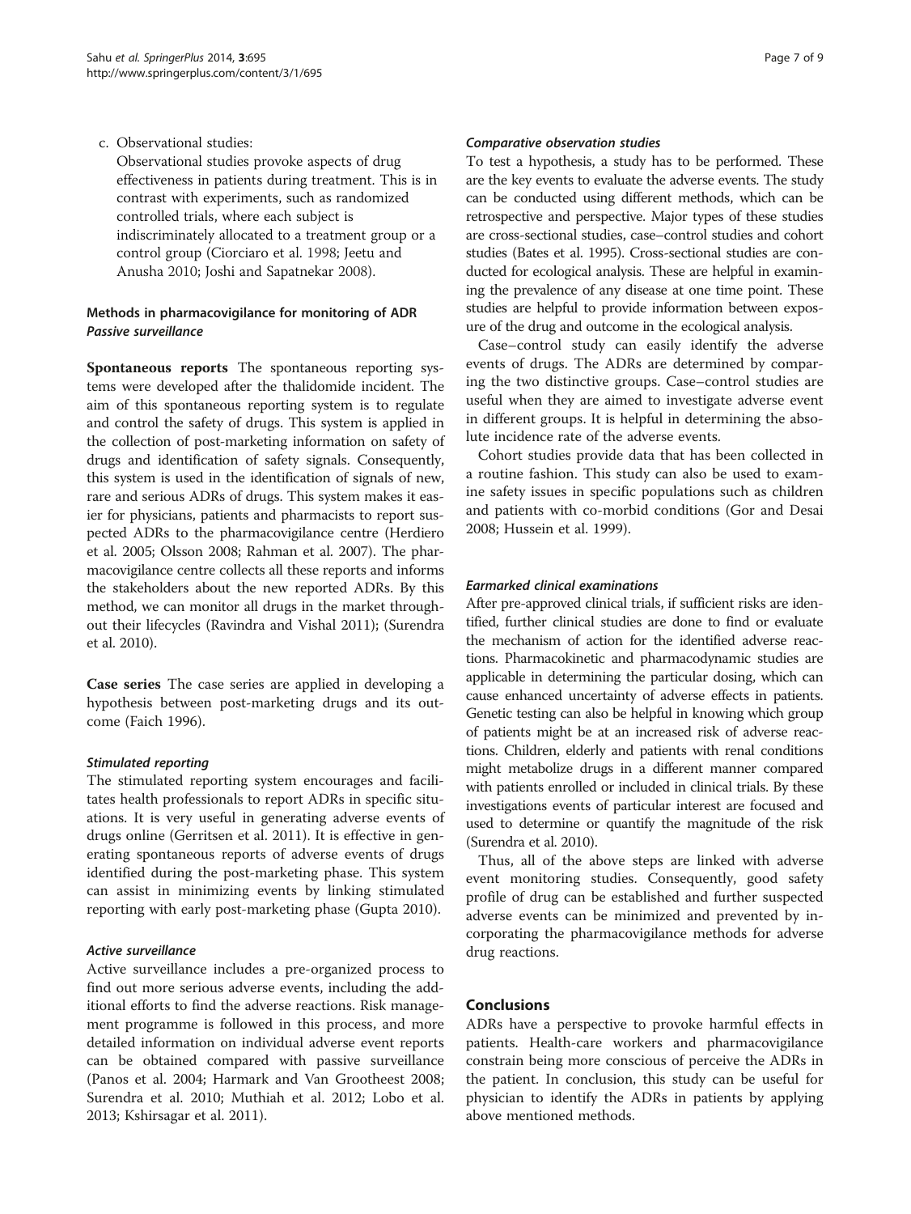c. Observational studies:

   Observational studies provoke aspects of drug effectiveness in patients during treatment. This is in contrast with experiments, such as randomized controlled trials, where each subject is indiscriminately allocated to a treatment group or a control group (Ciorciaro et al. 1998; Jeetu and Anusha 2010; Joshi and Sapatnekar 2008).

### Methods in pharmacovigilance for monitoring of ADR

#### *Passive surveillance*

**Spontaneous reports** The spontaneous reporting systems were developed after the thalidomide incident. The aim of this spontaneous reporting system is to regulate and control the safety of drugs. This system is applied in the collection of post-marketing information on safety of drugs and identification of safety signals. Consequently, this system is used in the identification of signals of new, rare and serious ADRs of drugs. This system makes it easier for physicians, patients and pharmacists to report suspected ADRs to the pharmacovigilance centre (Herdiero et al. 2005; Olsson 2008; Rahman et al. 2007). The pharmacovigilance centre collects all these reports and informs the stakeholders about the new reported ADRs. By this method, we can monitor all drugs in the market throughout their lifecycles (Ravindra and Vishal 2011); (Surendra et al. 2010).

**Case series** The case series are applied in developing a hypothesis between post-marketing drugs and its outcome (Faich 1996).

#### *Stimulated reporting*

The stimulated reporting system encourages and facilitates health professionals to report ADRs in specific situations. It is very useful in generating adverse events of drugs online (Gerritsen et al. 2011). It is effective in generating spontaneous reports of adverse events of drugs identified during the post-marketing phase. This system can assist in minimizing events by linking stimulated reporting with early post-marketing phase (Gupta 2010).

#### *Active surveillance*

Active surveillance includes a pre-organized process to find out more serious adverse events, including the additional efforts to find the adverse reactions. Risk management programme is followed in this process, and more detailed information on individual adverse event reports can be obtained compared with passive surveillance (Panos et al. 2004; Harmark and Van Grootheest 2008; Surendra et al. 2010; Muthiah et al. 2012; Lobo et al. 2013; Kshirsagar et al. 2011).

#### *Comparative observation studies*

To test a hypothesis, a study has to be performed. These are the key events to evaluate the adverse events. The study can be conducted using different methods, which can be retrospective and perspective. Major types of these studies are cross-sectional studies, case–control studies and cohort studies (Bates et al. 1995). Cross-sectional studies are conducted for ecological analysis. These are helpful in examining the prevalence of any disease at one time point. These studies are helpful to provide information between exposure of the drug and outcome in the ecological analysis.

Case–control study can easily identify the adverse events of drugs. The ADRs are determined by comparing the two distinctive groups. Case–control studies are useful when they are aimed to investigate adverse event in different groups. It is helpful in determining the absolute incidence rate of the adverse events.

Cohort studies provide data that has been collected in a routine fashion. This study can also be used to examine safety issues in specific populations such as children and patients with co-morbid conditions (Gor and Desai 2008; Hussein et al. 1999).

#### *Earmarked clinical examinations*

After pre-approved clinical trials, if sufficient risks are identified, further clinical studies are done to find or evaluate the mechanism of action for the identified adverse reactions. Pharmacokinetic and pharmacodynamic studies are applicable in determining the particular dosing, which can cause enhanced uncertainty of adverse effects in patients. Genetic testing can also be helpful in knowing which group of patients might be at an increased risk of adverse reactions. Children, elderly and patients with renal conditions might metabolize drugs in a different manner compared with patients enrolled or included in clinical trials. By these investigations events of particular interest are focused and used to determine or quantify the magnitude of the risk (Surendra et al. 2010).

Thus, all of the above steps are linked with adverse event monitoring studies. Consequently, good safety profile of drug can be established and further suspected adverse events can be minimized and prevented by incorporating the pharmacovigilance methods for adverse drug reactions.

## Conclusions

ADRs have a perspective to provoke harmful effects in patients. Health-care workers and pharmacovigilance constrain being more conscious of perceive the ADRs in the patient. In conclusion, this study can be useful for physician to identify the ADRs in patients by applying above mentioned methods.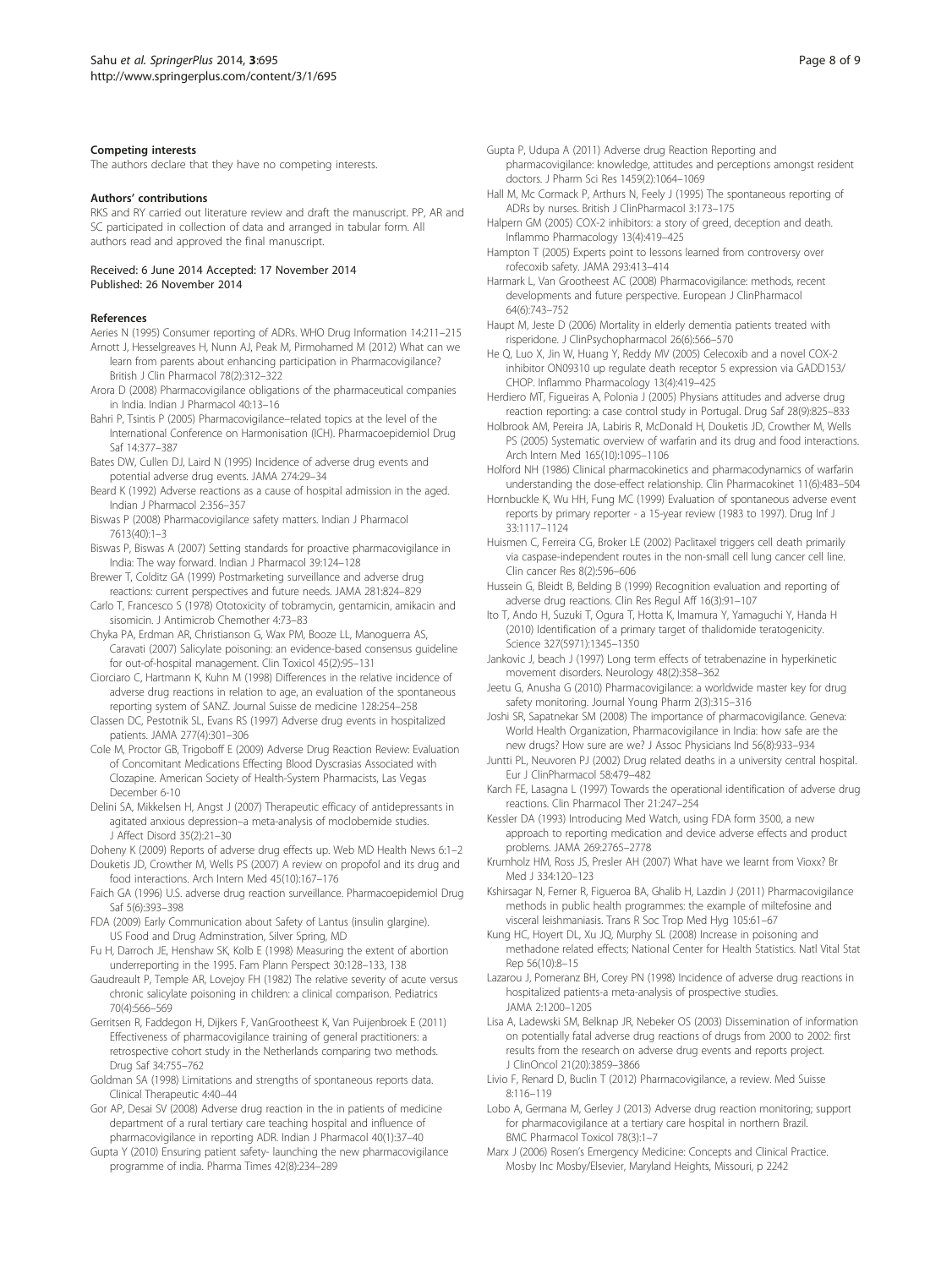### Competing interests

The authors declare that they have no competing interests.

### Authors' contributions

RKS and RY carried out literature review and draft the manuscript. PP, AR and SC participated in collection of data and arranged in tabular form. All authors read and approved the final manuscript.

Received: 6 June 2014 Accepted: 17 November 2014
Published: 26 November 2014

### References

Aeries N (1995) Consumer reporting of ADRs. WHO Drug Information 14:211–215

Arnott J, Hesselgreaves H, Nunn AJ, Peak M, Pirmohamed M (2012) What can we learn from parents about enhancing participation in Pharmacovigilance? British J Clin Pharmacol 78(2):312–322

Arora D (2008) Pharmacovigilance obligations of the pharmaceutical companies in India. Indian J Pharmacol 40:13–16

Bahri P, Tsintis P (2005) Pharmacovigilance–related topics at the level of the International Conference on Harmonisation (ICH). Pharmacoepidemiol Drug Saf 14:377–387

Bates DW, Cullen DJ, Laird N (1995) Incidence of adverse drug events and potential adverse drug events. JAMA 274:29–34

Beard K (1992) Adverse reactions as a cause of hospital admission in the aged. Indian J Pharmacol 2:356–357

Biswas P (2008) Pharmacovigilance safety matters. Indian J Pharmacol 7613(40):1–3

Biswas P, Biswas A (2007) Setting standards for proactive pharmacovigilance in India: The way forward. Indian J Pharmacol 39:124–128

Brewer T, Colditz GA (1999) Postmarketing surveillance and adverse drug reactions: current perspectives and future needs. JAMA 281:824–829

Carlo T, Francesco S (1978) Ototoxicity of tobramycin, gentamicin, amikacin and sisomicin. J Antimicrob Chemother 4:73–83

Chyka PA, Erdman AR, Christianson G, Wax PM, Booze LL, Manoguerra AS, Caravati (2007) Salicylate poisoning: an evidence-based consensus guideline for out-of-hospital management. Clin Toxicol 45(2):95–131

Ciorciaro C, Hartmann K, Kuhn M (1998) Differences in the relative incidence of adverse drug reactions in relation to age, an evaluation of the spontaneous reporting system of SANZ. Journal Suisse de medicine 128:254–258

Classen DC, Pestotnik SL, Evans RS (1997) Adverse drug events in hospitalized patients. JAMA 277(4):301–306

Cole M, Proctor GB, Trigoboff E (2009) Adverse Drug Reaction Review: Evaluation of Concomitant Medications Effecting Blood Dyscrasias Associated with Clozapine. American Society of Health-System Pharmacists, Las Vegas December 6-10

Delini SA, Mikkelsen H, Angst J (2007) Therapeutic efficacy of antidepressants in agitated anxious depression–a meta-analysis of moclobemide studies. J Affect Disord 35(2):21–30

Doheny K (2009) Reports of adverse drug effects up. Web MD Health News 6:1–2

Douketis JD, Crowther M, Wells PS (2007) A review on propofol and its drug and food interactions. Arch Intern Med 45(10):167–176

Faich GA (1996) U.S. adverse drug reaction surveillance. Pharmacoepidemiol Drug Saf 5(6):393–398

FDA (2009) Early Communication about Safety of Lantus (insulin glargine). US Food and Drug Adminstration, Silver Spring, MD

Fu H, Darroch JE, Henshaw SK, Kolb E (1998) Measuring the extent of abortion underreporting in the 1995. Fam Plann Perspect 30:128–133, 138

Gaudreault P, Temple AR, Lovejoy FH (1982) The relative severity of acute versus chronic salicylate poisoning in children: a clinical comparison. Pediatrics 70(4):566–569

Gerritsen R, Faddegon H, Dijkers F, VanGrootheest K, Van Puijenbroek E (2011) Effectiveness of pharmacovigilance training of general practitioners: a retrospective cohort study in the Netherlands comparing two methods. Drug Saf 34:755–762

Goldman SA (1998) Limitations and strengths of spontaneous reports data. Clinical Therapeutic 4:40–44

Gor AP, Desai SV (2008) Adverse drug reaction in the in patients of medicine department of a rural tertiary care teaching hospital and influence of pharmacovigilance in reporting ADR. Indian J Pharmacol 40(1):37–40

Gupta Y (2010) Ensuring patient safety- launching the new pharmacovigilance programme of india. Pharma Times 42(8):234–289

Gupta P, Udupa A (2011) Adverse drug Reaction Reporting and pharmacovigilance: knowledge, attitudes and perceptions amongst resident doctors. J Pharm Sci Res 1459(2):1064–1069

Hall M, Mc Cormack P, Arthurs N, Feely J (1995) The spontaneous reporting of ADRs by nurses. British J ClinPharmacol 3:173–175

Halpern GM (2005) COX-2 inhibitors: a story of greed, deception and death. Inflammo Pharmacology 13(4):419–425

Hampton T (2005) Experts point to lessons learned from controversy over rofecoxib safety. JAMA 293:413–414

Harmark L, Van Grootheest AC (2008) Pharmacovigilance: methods, recent developments and future perspective. European J ClinPharmacol 64(6):743–752

Haupt M, Jeste D (2006) Mortality in elderly dementia patients treated with risperidone. J ClinPsychopharmacol 26(6):566–570

He Q, Luo X, Jin W, Huang Y, Reddy MV (2005) Celecoxib and a novel COX-2 inhibitor ON09310 up regulate death receptor 5 expression via GADD153/ CHOP. Inflammo Pharmacology 13(4):419–425

Herdiero MT, Figueiras A, Polonia J (2005) Physians attitudes and adverse drug reaction reporting: a case control study in Portugal. Drug Saf 28(9):825–833

Holbrook AM, Pereira JA, Labiris R, McDonald H, Douketis JD, Crowther M, Wells PS (2005) Systematic overview of warfarin and its drug and food interactions. Arch Intern Med 165(10):1095–1106

Holford NH (1986) Clinical pharmacokinetics and pharmacodynamics of warfarin understanding the dose-effect relationship. Clin Pharmacokinet 11(6):483–504

Hornbuckle K, Wu HH, Fung MC (1999) Evaluation of spontaneous adverse event reports by primary reporter - a 15-year review (1983 to 1997). Drug Inf J 33:1117–1124

Huismen C, Ferreira CG, Broker LE (2002) Paclitaxel triggers cell death primarily via caspase-independent routes in the non-small cell lung cancer cell line. Clin cancer Res 8(2):596–606

Hussein G, Bleidt B, Belding B (1999) Recognition evaluation and reporting of adverse drug reactions. Clin Res Regul Aff 16(3):91–107

Ito T, Ando H, Suzuki T, Ogura T, Hotta K, Imamura Y, Yamaguchi Y, Handa H (2010) Identification of a primary target of thalidomide teratogenicity. Science 327(5971):1345–1350

Jankovic J, beach J (1997) Long term effects of tetrabenazine in hyperkinetic movement disorders. Neurology 48(2):358–362

Jeetu G, Anusha G (2010) Pharmacovigilance: a worldwide master key for drug safety monitoring. Journal Young Pharm 2(3):315–316

Joshi SR, Sapatnekar SM (2008) The importance of pharmacovigilance. Geneva: World Health Organization, Pharmacovigilance in India: how safe are the new drugs? How sure are we? J Assoc Physicians Ind 56(8):933–934

Juntti PL, Neuvoren PJ (2002) Drug related deaths in a university central hospital. Eur J ClinPharmacol 58:479–482

Karch FE, Lasagna L (1997) Towards the operational identification of adverse drug reactions. Clin Pharmacol Ther 21:247–254

Kessler DA (1993) Introducing Med Watch, using FDA form 3500, a new approach to reporting medication and device adverse effects and product problems. JAMA 269:2765–2778

Krumholz HM, Ross JS, Presler AH (2007) What have we learnt from Vioxx? Br Med J 334:120–123

Kshirsagar N, Ferner R, Figueroa BA, Ghalib H, Lazdin J (2011) Pharmacovigilance methods in public health programmes: the example of miltefosine and visceral leishmaniasis. Trans R Soc Trop Med Hyg 105:61–67

Kung HC, Hoyert DL, Xu JQ, Murphy SL (2008) Increase in poisoning and methadone related effects; National Center for Health Statistics. Natl Vital Stat Rep 56(10):8–15

Lazarou J, Pomeranz BH, Corey PN (1998) Incidence of adverse drug reactions in hospitalized patients-a meta-analysis of prospective studies. JAMA 2:1200–1205

Lisa A, Ladewski SM, Belknap JR, Nebeker OS (2003) Dissemination of information on potentially fatal adverse drug reactions of drugs from 2000 to 2002: first results from the research on adverse drug events and reports project. J ClinOncol 21(20):3859–3866

Livio F, Renard D, Buclin T (2012) Pharmacovigilance, a review. Med Suisse 8:116–119

Lobo A, Germana M, Gerley J (2013) Adverse drug reaction monitoring; support for pharmacovigilance at a tertiary care hospital in northern Brazil. BMC Pharmacol Toxicol 78(3):1–7

Marx J (2006) Rosen's Emergency Medicine: Concepts and Clinical Practice. Mosby Inc Mosby/Elsevier, Maryland Heights, Missouri, p 2242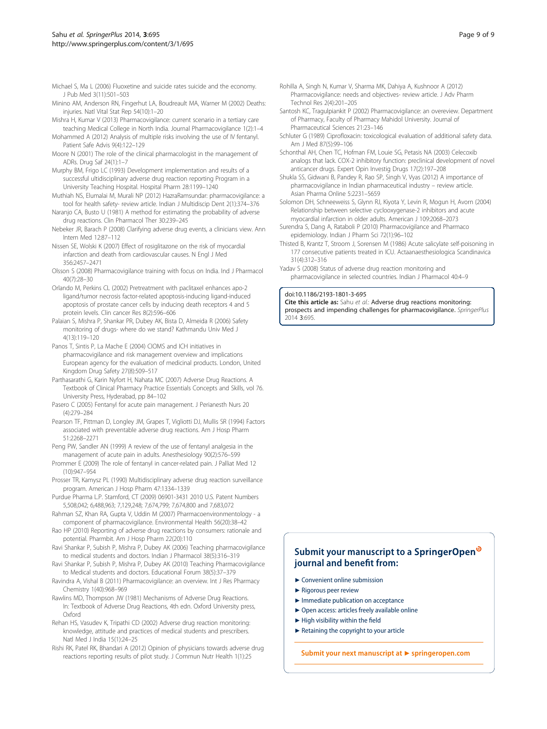Michael S, Ma L (2006) Fluoxetine and suicide rates suicide and the economy. J Pub Med 3(11):501–503

Minino AM, Anderson RN, Fingerhut LA, Boudreault MA, Warner M (2002) Deaths: injuries. Natl Vital Stat Rep 54(10):1–20

Mishra H, Kumar V (2013) Pharmacovigilance: current scenario in a tertiary care teaching Medical College in North India. Journal Pharmacovigilance 1(2):1–4

Mohammed A (2012) Analysis of multiple risks involving the use of IV fentanyl. Patient Safe Advis 9(4):122–129

Moore N (2001) The role of the clinical pharmacologist in the management of ADRs. Drug Saf 24(1):1–7

Murphy BM, Frigo LC (1993) Development implementation and results of a successful ultidisciplinary adverse drug reaction reporting Program in a University Teaching Hospital. Hospital Pharm 28:1199–1240

Muthiah NS, Elumalai M, Murali NP (2012) HazraRamsundar: pharmacovigilance: a tool for health safety- review article. Indian J Multidiscip Dent 2(1):374–376

Naranjo CA, Busto U (1981) A method for estimating the probability of adverse drug reactions. Clin Pharmacol Ther 30:239–245

Nebeker JR, Barach P (2008) Clarifying adverse drug events, a clinicians view. Ann Intern Med 12:87–112

Nissen SE, Wolski K (2007) Effect of rosiglitazone on the risk of myocardial infarction and death from cardiovascular causes. N Engl J Med 356:2457–2471

Olsson S (2008) Pharmacovigilance training with focus on India. Ind J Pharmacol 40(7):28–30

Orlando M, Perkins CL (2002) Pretreatment with paclitaxel enhances apo-2 ligand/tumor necrosis factor-related apoptosis-inducing ligand-induced apoptosis of prostate cancer cells by inducing death receptors 4 and 5 protein levels. Clin cancer Res 8(2):596–606

Palaian S, Mishra P, Shankar PR, Dubey AK, Bista D, Almeida R (2006) Safety monitoring of drugs- where do we stand? Kathmandu Univ Med J 4(13):119–120

Panos T, Sintis P, La Mache E (2004) CIOMS and ICH initiatives in pharmacovigilance and risk management overview and implications European agency for the evaluation of medicinal products. London, United Kingdom Drug Safety 27(8):509–517

Parthasarathi G, Karin Nyfort H, Nahata MC (2007) Adverse Drug Reactions. A Textbook of Clinical Pharmacy Practice Essentials Concepts and Skills, vol 76. University Press, Hyderabad, pp 84–102

Pasero C (2005) Fentanyl for acute pain management. J Perianesth Nurs 20 (4):279–284

Pearson TF, Pittman D, Longley JM, Grapes T, Vigliotti DJ, Mullis SR (1994) Factors associated with preventable adverse drug reactions. Am J Hosp Pharm 51:2268–2271

Peng PW, Sandler AN (1999) A review of the use of fentanyl analgesia in the management of acute pain in adults. Anesthesiology 90(2):576–599

Prommer E (2009) The role of fentanyl in cancer-related pain. J Palliat Med 12 (10):947–954

Prosser TR, Kamysz PL (1990) Multidisciplinary adverse drug reaction surveillance program. American J Hosp Pharm 47:1334–1339

Purdue Pharma L.P. Stamford, CT (2009) 06901-3431 2010 U.S. Patent Numbers 5,508,042; 6,488,963; 7,129,248; 7,674,799; 7,674,800 and 7,683,072

Rahman SZ, Khan RA, Gupta V, Uddin M (2007) Pharmacoenvironmentology - a component of pharmacovigilance. Environmental Health 56(20):38–42

Rao HP (2010) Reporting of adverse drug reactions by consumers: rationale and potential. Pharmbit. Am J Hosp Pharm 22(20):110

Ravi Shankar P, Subish P, Mishra P, Dubey AK (2006) Teaching pharmacovigilance to medical students and doctors. Indian J Pharmacol 38(5):316–319

Ravi Shankar P, Subish P, Mishra P, Dubey AK (2010) Teaching Pharmacovigilance to Medical students and doctors. Educational Forum 38(5):37–379

Ravindra A, Vishal B (2011) Pharmacovigilance: an overview. Int J Res Pharmacy Chemistry 1(40):968–969

Rawlins MD, Thompson JW (1981) Mechanisms of Adverse Drug Reactions. In: Textbook of Adverse Drug Reactions, 4th edn. Oxford University press, Oxford

Rehan HS, Vasudev K, Tripathi CD (2002) Adverse drug reaction monitoring: knowledge, attitude and practices of medical students and prescribers. Natl Med J India 15(1):24–25

Rishi RK, Patel RK, Bhandari A (2012) Opinion of physicians towards adverse drug reactions reporting results of pilot study. J Commun Nutr Health 1(1):25

Rohilla A, Singh N, Kumar V, Sharma MK, Dahiya A, Kushnoor A (2012) Pharmacovigilance: needs and objectives- review article. J Adv Pharm Technol Res 2(4):201–205

Santosh KC, Tragulpiankit P (2002) Pharmacovigilance: an overeview. Department of Pharmacy, Faculty of Pharmacy Mahidol University. Journal of Pharmaceutical Sciences 21:23–146

Schluter G (1989) Ciprofloxacin: toxicological evaluation of additional safety data. Am J Med 87(5):99–106

Schonthal AH, Chen TC, Hofman FM, Louie SG, Petasis NA (2003) Celecoxib analogs that lack. COX-2 inhibitory function: preclinical development of novel anticancer drugs. Expert Opin Investig Drugs 17(2):197–208

Shukla SS, Gidwani B, Pandey R, Rao SP, Singh V, Vyas (2012) A importance of pharmacovigilance in Indian pharmaceutical industry – review article. Asian Pharma Online 5:2231–5659

Solomon DH, Schneeweiss S, Glynn RJ, Kiyota Y, Levin R, Mogun H, Avorn (2004) Relationship between selective cyclooxygenase-2 inhibitors and acute myocardial infarction in older adults. American J 109:2068–2073

Surendra S, Dang A, Rataboli P (2010) Pharmacovigilance and Pharmaco epidemiology. Indian J Pharm Sci 72(1):96–102

Thisted B, Krantz T, Stroom J, Sorensen M (1986) Acute salicylate self-poisoning in 177 consecutive patients treated in ICU. Actaanaesthesiologica Scandinavica 31(4):312–316

Yadav S (2008) Status of adverse drug reaction monitoring and pharmacovigilance in selected countries. Indian J Pharmacol 40:4–9

doi:10.1186/2193-1801-3-695

**Cite this article as:** Sahu *et al.*: Adverse drug reactions monitoring: prospects and impending challenges for pharmacovigilance. *SpringerPlus* 2014 **3**:695.

## Submit your manuscript to a SpringerOpen journal and benefit from:

- ► Convenient online submission
- ► Rigorous peer review
- ► Immediate publication on acceptance
- ► Open access: articles freely available online
- ► High visibility within the field
- ► Retaining the copyright to your article

**Submit your next manuscript at ► springeropen.com**